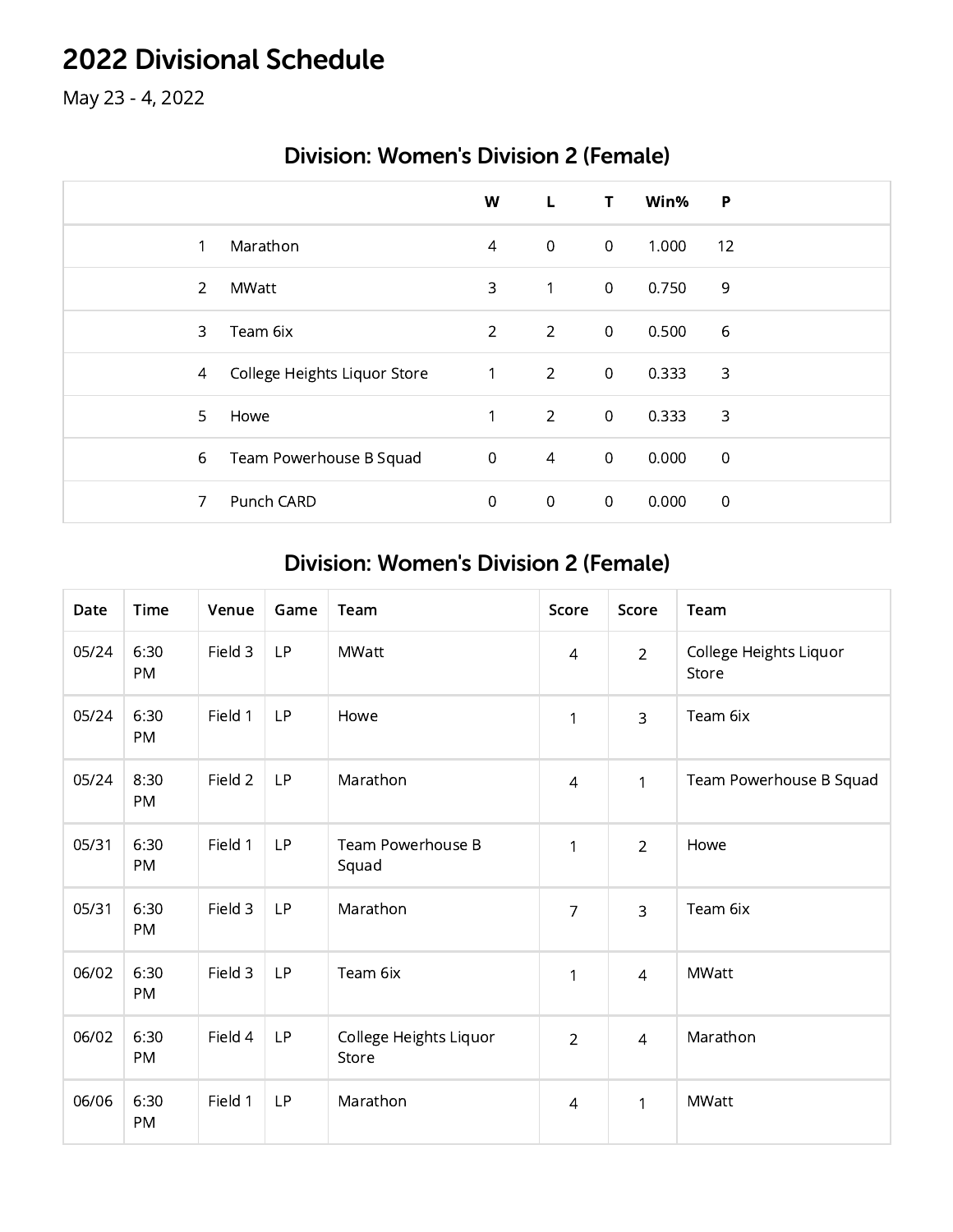# 2022 Divisional Schedule

May 23 - 4, 2022

## Division: Women's Division 2 (Female)

| | | W | L | T | Win% | P |
|---|---|---|---|---|---|---|
| 1 | Marathon | 4 | 0 | 0 | 1.000 | 12 |
| 2 | MWatt | 3 | 1 | 0 | 0.750 | 9 |
| 3 | Team 6ix | 2 | 2 | 0 | 0.500 | 6 |
| 4 | College Heights Liquor Store | 1 | 2 | 0 | 0.333 | 3 |
| 5 | Howe | 1 | 2 | 0 | 0.333 | 3 |
| 6 | Team Powerhouse B Squad | 0 | 4 | 0 | 0.000 | 0 |
| 7 | Punch CARD | 0 | 0 | 0 | 0.000 | 0 |

## Division: Women's Division 2 (Female)

| Date | Time | Venue | Game | Team | Score | Score | Team |
|---|---|---|---|---|---|---|---|
| 05/24 | 6:30 PM | Field 3 | LP | MWatt | 4 | 2 | College Heights Liquor Store |
| 05/24 | 6:30 PM | Field 1 | LP | Howe | 1 | 3 | Team 6ix |
| 05/24 | 8:30 PM | Field 2 | LP | Marathon | 4 | 1 | Team Powerhouse B Squad |
| 05/31 | 6:30 PM | Field 1 | LP | Team Powerhouse B Squad | 1 | 2 | Howe |
| 05/31 | 6:30 PM | Field 3 | LP | Marathon | 7 | 3 | Team 6ix |
| 06/02 | 6:30 PM | Field 3 | LP | Team 6ix | 1 | 4 | MWatt |
| 06/02 | 6:30 PM | Field 4 | LP | College Heights Liquor Store | 2 | 4 | Marathon |
| 06/06 | 6:30 PM | Field 1 | LP | Marathon | 4 | 1 | MWatt |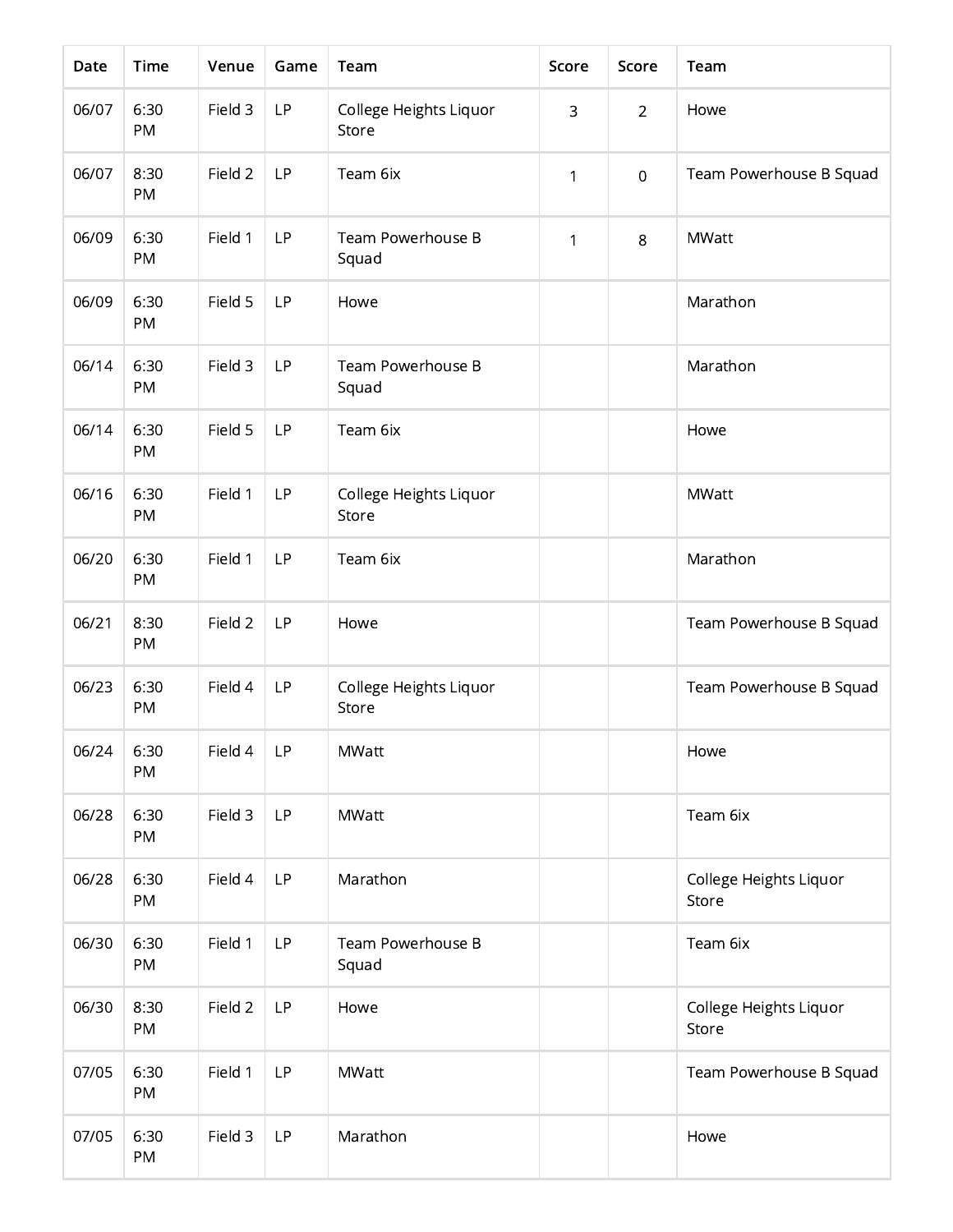| Date | Time | Venue | Game | Team | Score | Score | Team |
|---|---|---|---|---|---|---|---|
| 06/07 | 6:30 PM | Field 3 | LP | College Heights Liquor Store | 3 | 2 | Howe |
| 06/07 | 8:30 PM | Field 2 | LP | Team 6ix | 1 | 0 | Team Powerhouse B Squad |
| 06/09 | 6:30 PM | Field 1 | LP | Team Powerhouse B Squad | 1 | 8 | MWatt |
| 06/09 | 6:30 PM | Field 5 | LP | Howe | | | Marathon |
| 06/14 | 6:30 PM | Field 3 | LP | Team Powerhouse B Squad | | | Marathon |
| 06/14 | 6:30 PM | Field 5 | LP | Team 6ix | | | Howe |
| 06/16 | 6:30 PM | Field 1 | LP | College Heights Liquor Store | | | MWatt |
| 06/20 | 6:30 PM | Field 1 | LP | Team 6ix | | | Marathon |
| 06/21 | 8:30 PM | Field 2 | LP | Howe | | | Team Powerhouse B Squad |
| 06/23 | 6:30 PM | Field 4 | LP | College Heights Liquor Store | | | Team Powerhouse B Squad |
| 06/24 | 6:30 PM | Field 4 | LP | MWatt | | | Howe |
| 06/28 | 6:30 PM | Field 3 | LP | MWatt | | | Team 6ix |
| 06/28 | 6:30 PM | Field 4 | LP | Marathon | | | College Heights Liquor Store |
| 06/30 | 6:30 PM | Field 1 | LP | Team Powerhouse B Squad | | | Team 6ix |
| 06/30 | 8:30 PM | Field 2 | LP | Howe | | | College Heights Liquor Store |
| 07/05 | 6:30 PM | Field 1 | LP | MWatt | | | Team Powerhouse B Squad |
| 07/05 | 6:30 PM | Field 3 | LP | Marathon | | | Howe |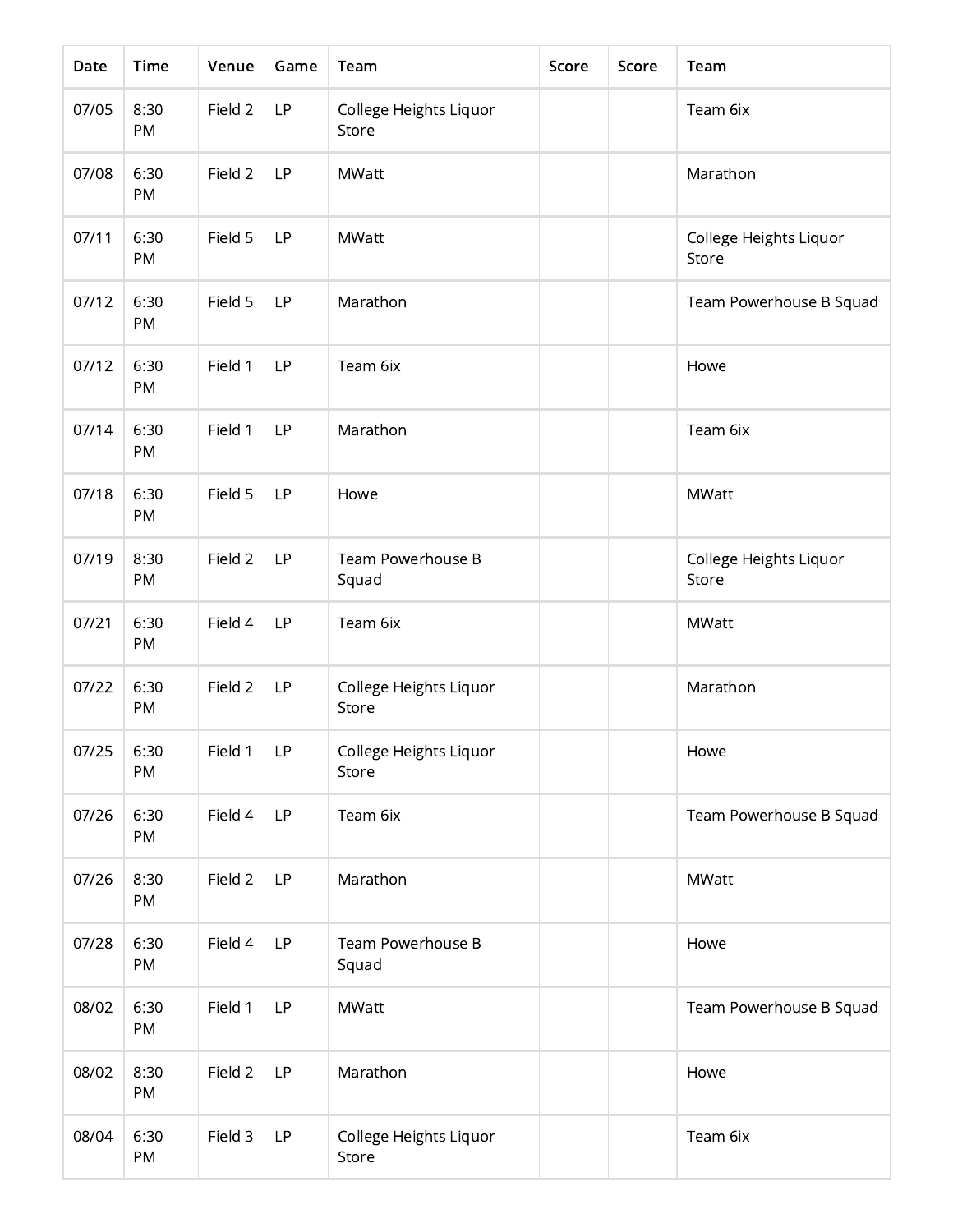| Date | Time | Venue | Game | Team | Score | Score | Team |
| --- | --- | --- | --- | --- | --- | --- | --- |
| 07/05 | 8:30 PM | Field 2 | LP | College Heights Liquor Store | | | Team 6ix |
| 07/08 | 6:30 PM | Field 2 | LP | MWatt | | | Marathon |
| 07/11 | 6:30 PM | Field 5 | LP | MWatt | | | College Heights Liquor Store |
| 07/12 | 6:30 PM | Field 5 | LP | Marathon | | | Team Powerhouse B Squad |
| 07/12 | 6:30 PM | Field 1 | LP | Team 6ix | | | Howe |
| 07/14 | 6:30 PM | Field 1 | LP | Marathon | | | Team 6ix |
| 07/18 | 6:30 PM | Field 5 | LP | Howe | | | MWatt |
| 07/19 | 8:30 PM | Field 2 | LP | Team Powerhouse B Squad | | | College Heights Liquor Store |
| 07/21 | 6:30 PM | Field 4 | LP | Team 6ix | | | MWatt |
| 07/22 | 6:30 PM | Field 2 | LP | College Heights Liquor Store | | | Marathon |
| 07/25 | 6:30 PM | Field 1 | LP | College Heights Liquor Store | | | Howe |
| 07/26 | 6:30 PM | Field 4 | LP | Team 6ix | | | Team Powerhouse B Squad |
| 07/26 | 8:30 PM | Field 2 | LP | Marathon | | | MWatt |
| 07/28 | 6:30 PM | Field 4 | LP | Team Powerhouse B Squad | | | Howe |
| 08/02 | 6:30 PM | Field 1 | LP | MWatt | | | Team Powerhouse B Squad |
| 08/02 | 8:30 PM | Field 2 | LP | Marathon | | | Howe |
| 08/04 | 6:30 PM | Field 3 | LP | College Heights Liquor Store | | | Team 6ix |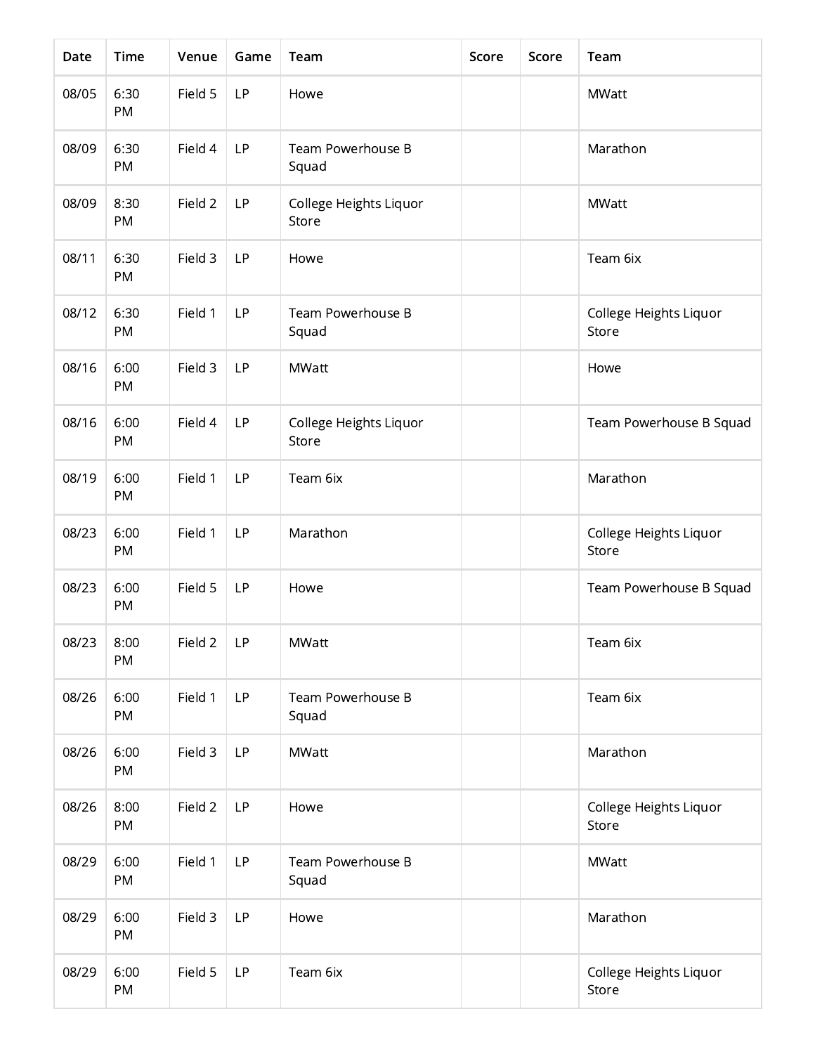| Date | Time | Venue | Game | Team | Score | Score | Team |
|---|---|---|---|---|---|---|---|
| 08/05 | 6:30 PM | Field 5 | LP | Howe | | | MWatt |
| 08/09 | 6:30 PM | Field 4 | LP | Team Powerhouse B Squad | | | Marathon |
| 08/09 | 8:30 PM | Field 2 | LP | College Heights Liquor Store | | | MWatt |
| 08/11 | 6:30 PM | Field 3 | LP | Howe | | | Team 6ix |
| 08/12 | 6:30 PM | Field 1 | LP | Team Powerhouse B Squad | | | College Heights Liquor Store |
| 08/16 | 6:00 PM | Field 3 | LP | MWatt | | | Howe |
| 08/16 | 6:00 PM | Field 4 | LP | College Heights Liquor Store | | | Team Powerhouse B Squad |
| 08/19 | 6:00 PM | Field 1 | LP | Team 6ix | | | Marathon |
| 08/23 | 6:00 PM | Field 1 | LP | Marathon | | | College Heights Liquor Store |
| 08/23 | 6:00 PM | Field 5 | LP | Howe | | | Team Powerhouse B Squad |
| 08/23 | 8:00 PM | Field 2 | LP | MWatt | | | Team 6ix |
| 08/26 | 6:00 PM | Field 1 | LP | Team Powerhouse B Squad | | | Team 6ix |
| 08/26 | 6:00 PM | Field 3 | LP | MWatt | | | Marathon |
| 08/26 | 8:00 PM | Field 2 | LP | Howe | | | College Heights Liquor Store |
| 08/29 | 6:00 PM | Field 1 | LP | Team Powerhouse B Squad | | | MWatt |
| 08/29 | 6:00 PM | Field 3 | LP | Howe | | | Marathon |
| 08/29 | 6:00 PM | Field 5 | LP | Team 6ix | | | College Heights Liquor Store |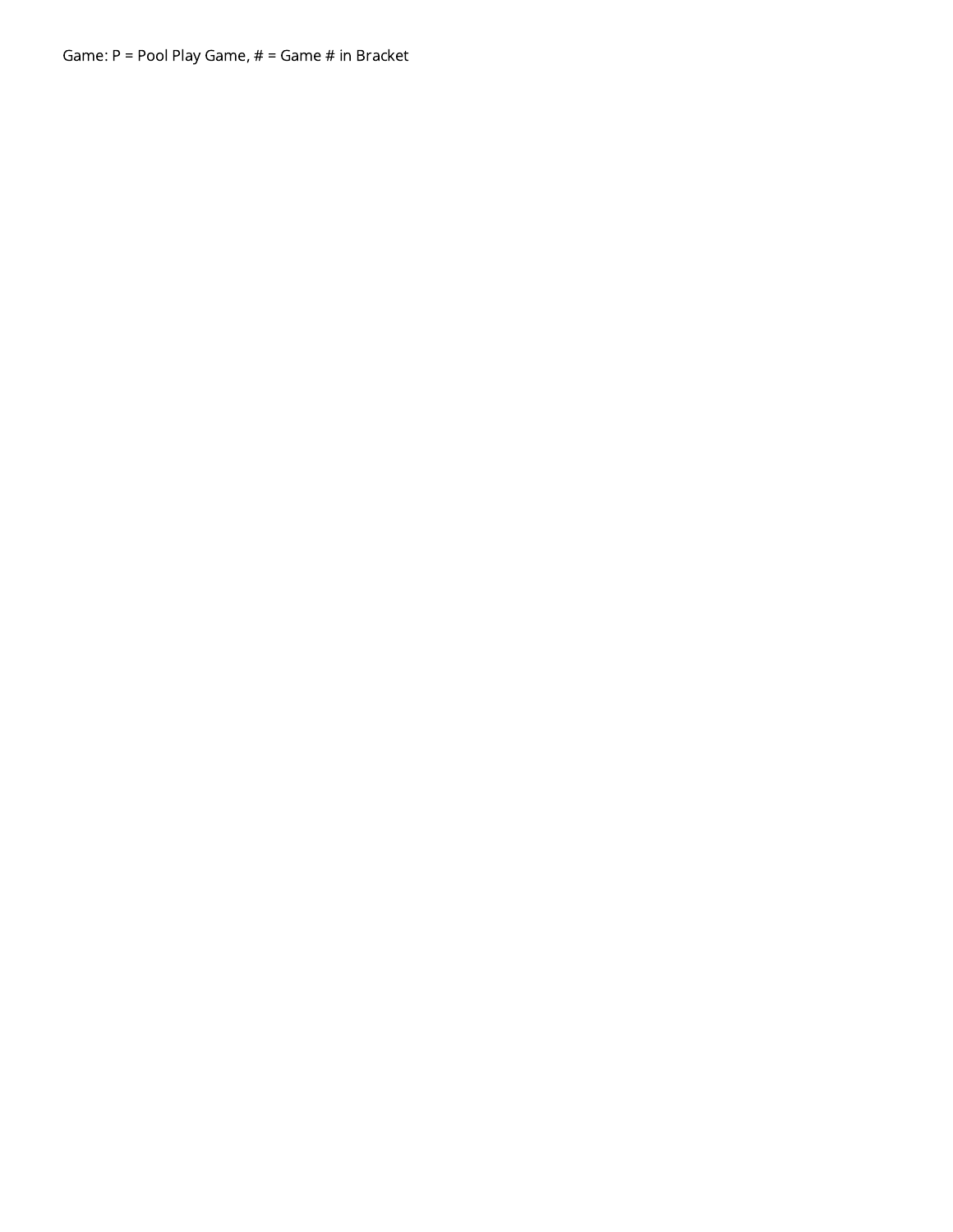Game: P = Pool Play Game, # = Game # in Bracket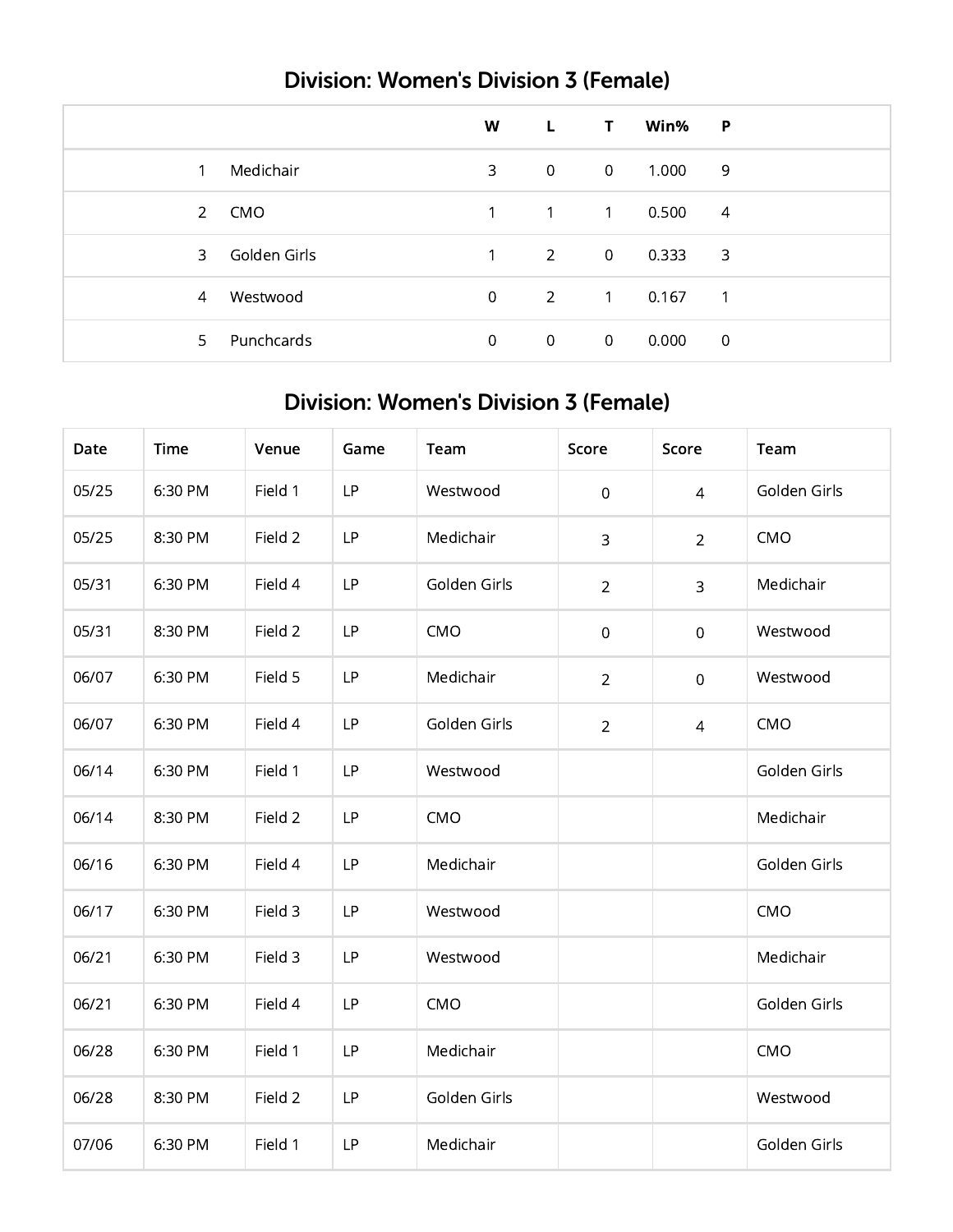## Division: Women's Division 3 (Female)

| | | W | L | T | Win% | P |
|---|---|---|---|---|---|---|
| 1 | Medichair | 3 | 0 | 0 | 1.000 | 9 |
| 2 | CMO | 1 | 1 | 1 | 0.500 | 4 |
| 3 | Golden Girls | 1 | 2 | 0 | 0.333 | 3 |
| 4 | Westwood | 0 | 2 | 1 | 0.167 | 1 |
| 5 | Punchcards | 0 | 0 | 0 | 0.000 | 0 |

## Division: Women's Division 3 (Female)

| Date | Time | Venue | Game | Team | Score | Score | Team |
|---|---|---|---|---|---|---|---|
| 05/25 | 6:30 PM | Field 1 | LP | Westwood | 0 | 4 | Golden Girls |
| 05/25 | 8:30 PM | Field 2 | LP | Medichair | 3 | 2 | CMO |
| 05/31 | 6:30 PM | Field 4 | LP | Golden Girls | 2 | 3 | Medichair |
| 05/31 | 8:30 PM | Field 2 | LP | CMO | 0 | 0 | Westwood |
| 06/07 | 6:30 PM | Field 5 | LP | Medichair | 2 | 0 | Westwood |
| 06/07 | 6:30 PM | Field 4 | LP | Golden Girls | 2 | 4 | CMO |
| 06/14 | 6:30 PM | Field 1 | LP | Westwood | | | Golden Girls |
| 06/14 | 8:30 PM | Field 2 | LP | CMO | | | Medichair |
| 06/16 | 6:30 PM | Field 4 | LP | Medichair | | | Golden Girls |
| 06/17 | 6:30 PM | Field 3 | LP | Westwood | | | CMO |
| 06/21 | 6:30 PM | Field 3 | LP | Westwood | | | Medichair |
| 06/21 | 6:30 PM | Field 4 | LP | CMO | | | Golden Girls |
| 06/28 | 6:30 PM | Field 1 | LP | Medichair | | | CMO |
| 06/28 | 8:30 PM | Field 2 | LP | Golden Girls | | | Westwood |
| 07/06 | 6:30 PM | Field 1 | LP | Medichair | | | Golden Girls |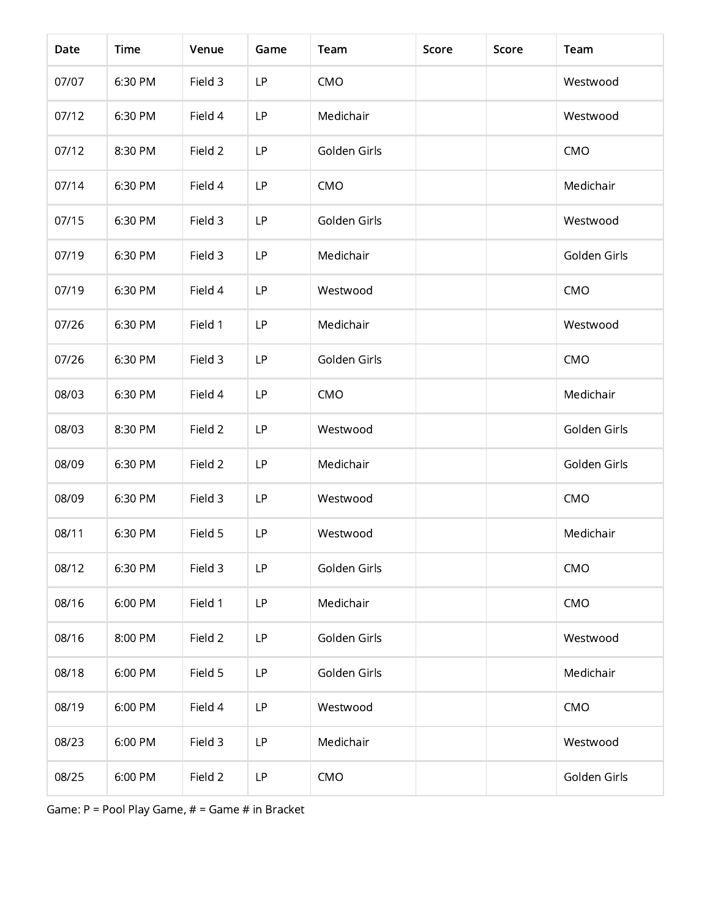| Date | Time | Venue | Game | Team | Score | Score | Team |
| --- | --- | --- | --- | --- | --- | --- | --- |
| 07/07 | 6:30 PM | Field 3 | LP | CMO | | | Westwood |
| 07/12 | 6:30 PM | Field 4 | LP | Medichair | | | Westwood |
| 07/12 | 8:30 PM | Field 2 | LP | Golden Girls | | | CMO |
| 07/14 | 6:30 PM | Field 4 | LP | CMO | | | Medichair |
| 07/15 | 6:30 PM | Field 3 | LP | Golden Girls | | | Westwood |
| 07/19 | 6:30 PM | Field 3 | LP | Medichair | | | Golden Girls |
| 07/19 | 6:30 PM | Field 4 | LP | Westwood | | | CMO |
| 07/26 | 6:30 PM | Field 1 | LP | Medichair | | | Westwood |
| 07/26 | 6:30 PM | Field 3 | LP | Golden Girls | | | CMO |
| 08/03 | 6:30 PM | Field 4 | LP | CMO | | | Medichair |
| 08/03 | 8:30 PM | Field 2 | LP | Westwood | | | Golden Girls |
| 08/09 | 6:30 PM | Field 2 | LP | Medichair | | | Golden Girls |
| 08/09 | 6:30 PM | Field 3 | LP | Westwood | | | CMO |
| 08/11 | 6:30 PM | Field 5 | LP | Westwood | | | Medichair |
| 08/12 | 6:30 PM | Field 3 | LP | Golden Girls | | | CMO |
| 08/16 | 6:00 PM | Field 1 | LP | Medichair | | | CMO |
| 08/16 | 8:00 PM | Field 2 | LP | Golden Girls | | | Westwood |
| 08/18 | 6:00 PM | Field 5 | LP | Golden Girls | | | Medichair |
| 08/19 | 6:00 PM | Field 4 | LP | Westwood | | | CMO |
| 08/23 | 6:00 PM | Field 3 | LP | Medichair | | | Westwood |
| 08/25 | 6:00 PM | Field 2 | LP | CMO | | | Golden Girls |

Game: P = Pool Play Game, # = Game # in Bracket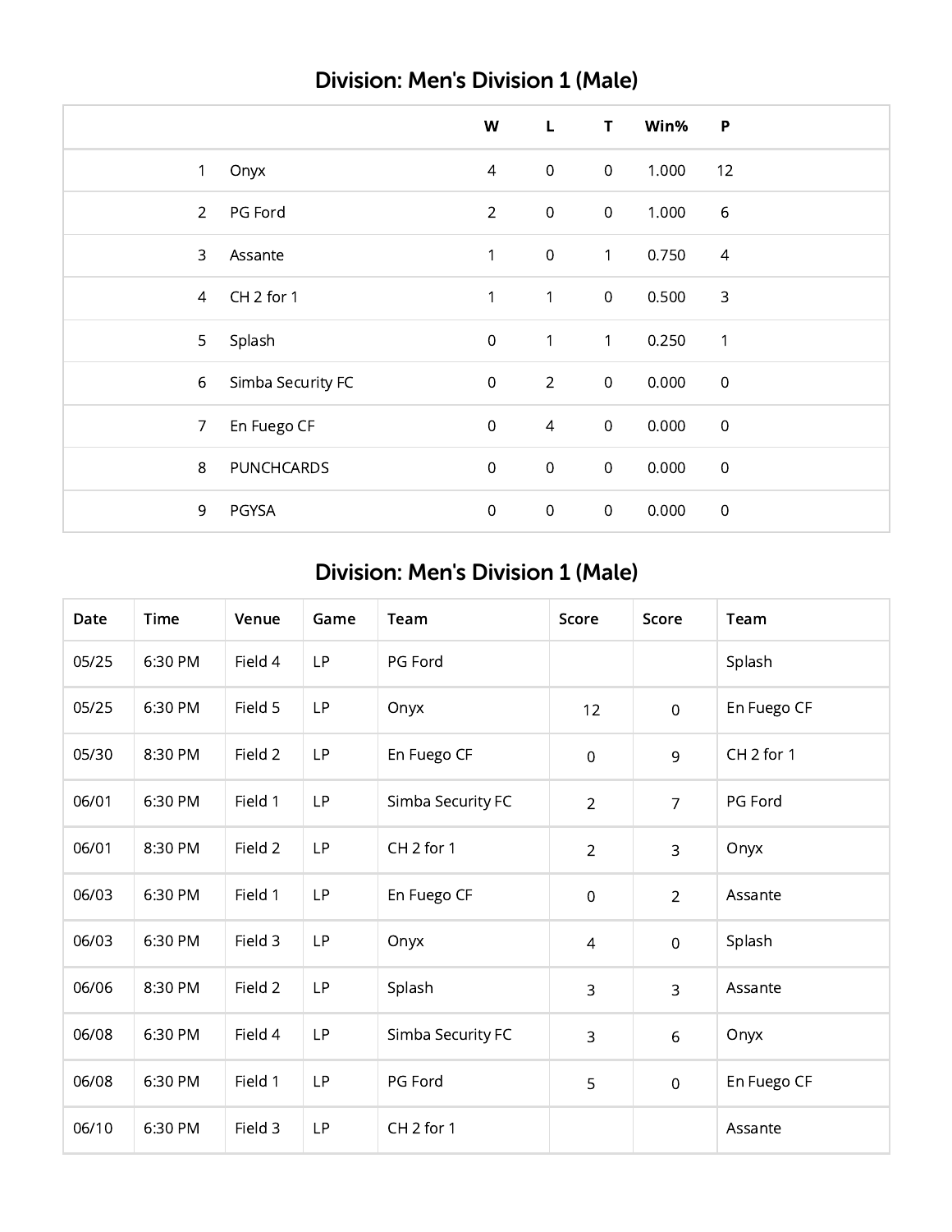## Division: Men's Division 1 (Male)

| | | W | L | T | Win% | P |
|---|---|---|---|---|---|---|
| 1 | Onyx | 4 | 0 | 0 | 1.000 | 12 |
| 2 | PG Ford | 2 | 0 | 0 | 1.000 | 6 |
| 3 | Assante | 1 | 0 | 1 | 0.750 | 4 |
| 4 | CH 2 for 1 | 1 | 1 | 0 | 0.500 | 3 |
| 5 | Splash | 0 | 1 | 1 | 0.250 | 1 |
| 6 | Simba Security FC | 0 | 2 | 0 | 0.000 | 0 |
| 7 | En Fuego CF | 0 | 4 | 0 | 0.000 | 0 |
| 8 | PUNCHCARDS | 0 | 0 | 0 | 0.000 | 0 |
| 9 | PGYSA | 0 | 0 | 0 | 0.000 | 0 |

## Division: Men's Division 1 (Male)

| Date | Time | Venue | Game | Team | Score | Score | Team |
|---|---|---|---|---|---|---|---|
| 05/25 | 6:30 PM | Field 4 | LP | PG Ford | | | Splash |
| 05/25 | 6:30 PM | Field 5 | LP | Onyx | 12 | 0 | En Fuego CF |
| 05/30 | 8:30 PM | Field 2 | LP | En Fuego CF | 0 | 9 | CH 2 for 1 |
| 06/01 | 6:30 PM | Field 1 | LP | Simba Security FC | 2 | 7 | PG Ford |
| 06/01 | 8:30 PM | Field 2 | LP | CH 2 for 1 | 2 | 3 | Onyx |
| 06/03 | 6:30 PM | Field 1 | LP | En Fuego CF | 0 | 2 | Assante |
| 06/03 | 6:30 PM | Field 3 | LP | Onyx | 4 | 0 | Splash |
| 06/06 | 8:30 PM | Field 2 | LP | Splash | 3 | 3 | Assante |
| 06/08 | 6:30 PM | Field 4 | LP | Simba Security FC | 3 | 6 | Onyx |
| 06/08 | 6:30 PM | Field 1 | LP | PG Ford | 5 | 0 | En Fuego CF |
| 06/10 | 6:30 PM | Field 3 | LP | CH 2 for 1 | | | Assante |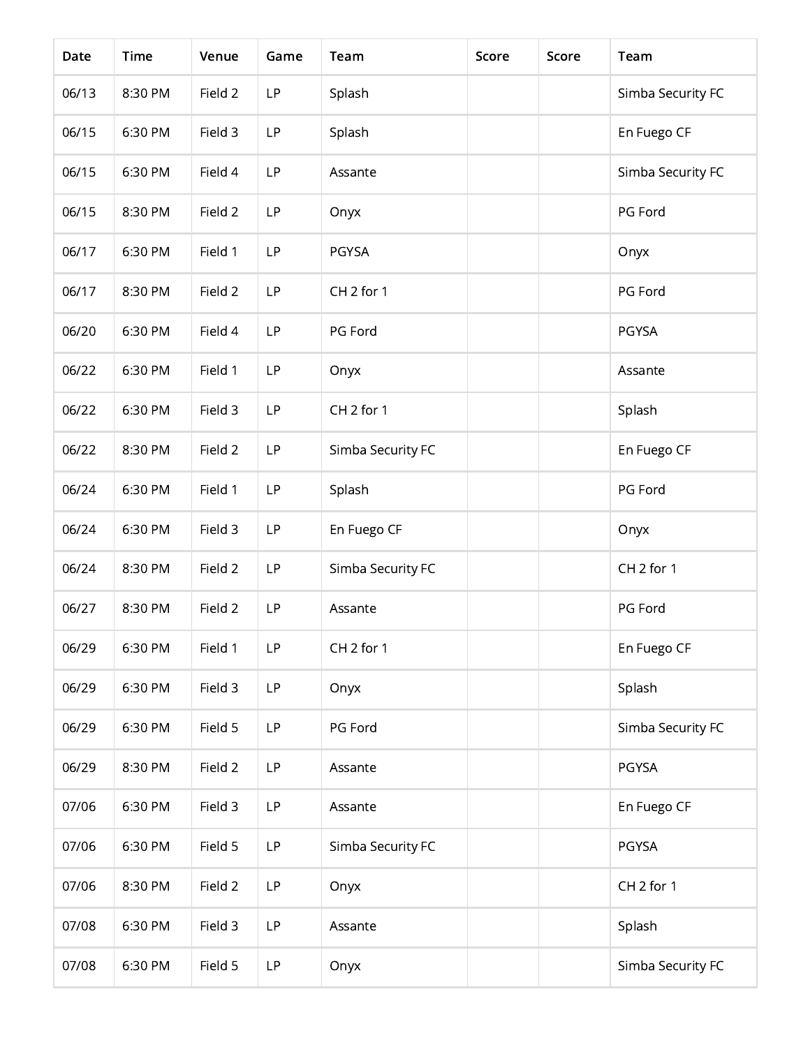| Date | Time | Venue | Game | Team | Score | Score | Team |
|---|---|---|---|---|---|---|---|
| 06/13 | 8:30 PM | Field 2 | LP | Splash | | | Simba Security FC |
| 06/15 | 6:30 PM | Field 3 | LP | Splash | | | En Fuego CF |
| 06/15 | 6:30 PM | Field 4 | LP | Assante | | | Simba Security FC |
| 06/15 | 8:30 PM | Field 2 | LP | Onyx | | | PG Ford |
| 06/17 | 6:30 PM | Field 1 | LP | PGYSA | | | Onyx |
| 06/17 | 8:30 PM | Field 2 | LP | CH 2 for 1 | | | PG Ford |
| 06/20 | 6:30 PM | Field 4 | LP | PG Ford | | | PGYSA |
| 06/22 | 6:30 PM | Field 1 | LP | Onyx | | | Assante |
| 06/22 | 6:30 PM | Field 3 | LP | CH 2 for 1 | | | Splash |
| 06/22 | 8:30 PM | Field 2 | LP | Simba Security FC | | | En Fuego CF |
| 06/24 | 6:30 PM | Field 1 | LP | Splash | | | PG Ford |
| 06/24 | 6:30 PM | Field 3 | LP | En Fuego CF | | | Onyx |
| 06/24 | 8:30 PM | Field 2 | LP | Simba Security FC | | | CH 2 for 1 |
| 06/27 | 8:30 PM | Field 2 | LP | Assante | | | PG Ford |
| 06/29 | 6:30 PM | Field 1 | LP | CH 2 for 1 | | | En Fuego CF |
| 06/29 | 6:30 PM | Field 3 | LP | Onyx | | | Splash |
| 06/29 | 6:30 PM | Field 5 | LP | PG Ford | | | Simba Security FC |
| 06/29 | 8:30 PM | Field 2 | LP | Assante | | | PGYSA |
| 07/06 | 6:30 PM | Field 3 | LP | Assante | | | En Fuego CF |
| 07/06 | 6:30 PM | Field 5 | LP | Simba Security FC | | | PGYSA |
| 07/06 | 8:30 PM | Field 2 | LP | Onyx | | | CH 2 for 1 |
| 07/08 | 6:30 PM | Field 3 | LP | Assante | | | Splash |
| 07/08 | 6:30 PM | Field 5 | LP | Onyx | | | Simba Security FC |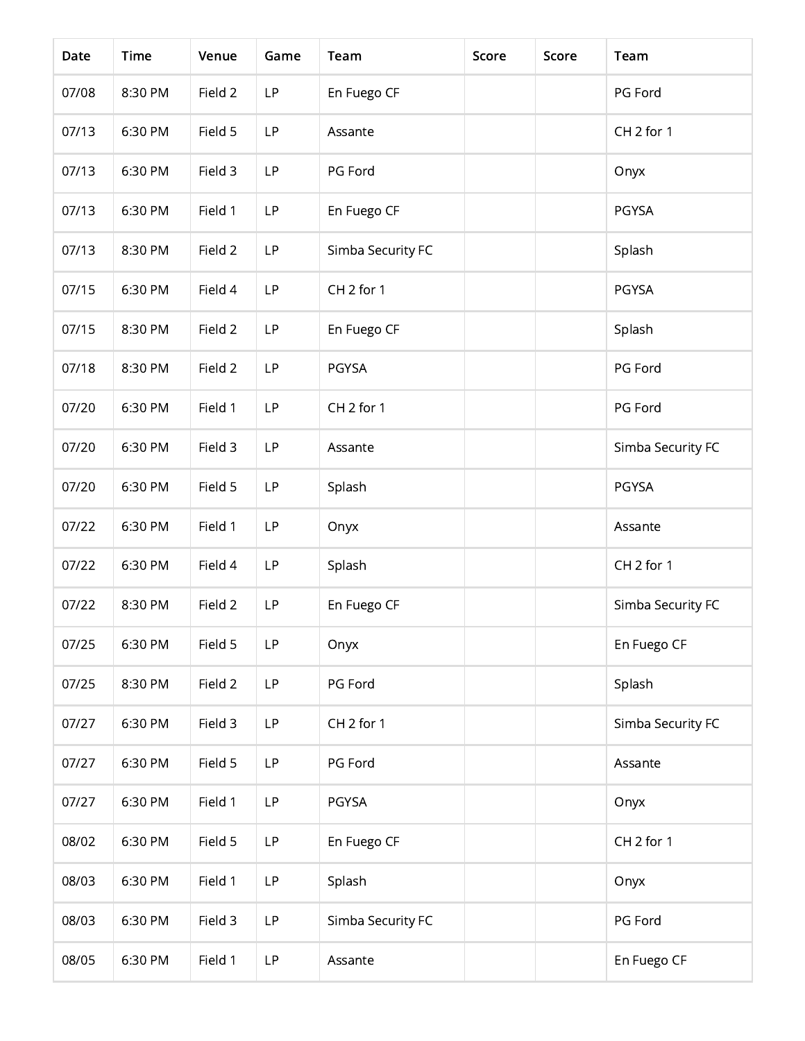| Date | Time | Venue | Game | Team | Score | Score | Team |
|---|---|---|---|---|---|---|---|
| 07/08 | 8:30 PM | Field 2 | LP | En Fuego CF | | | PG Ford |
| 07/13 | 6:30 PM | Field 5 | LP | Assante | | | CH 2 for 1 |
| 07/13 | 6:30 PM | Field 3 | LP | PG Ford | | | Onyx |
| 07/13 | 6:30 PM | Field 1 | LP | En Fuego CF | | | PGYSA |
| 07/13 | 8:30 PM | Field 2 | LP | Simba Security FC | | | Splash |
| 07/15 | 6:30 PM | Field 4 | LP | CH 2 for 1 | | | PGYSA |
| 07/15 | 8:30 PM | Field 2 | LP | En Fuego CF | | | Splash |
| 07/18 | 8:30 PM | Field 2 | LP | PGYSA | | | PG Ford |
| 07/20 | 6:30 PM | Field 1 | LP | CH 2 for 1 | | | PG Ford |
| 07/20 | 6:30 PM | Field 3 | LP | Assante | | | Simba Security FC |
| 07/20 | 6:30 PM | Field 5 | LP | Splash | | | PGYSA |
| 07/22 | 6:30 PM | Field 1 | LP | Onyx | | | Assante |
| 07/22 | 6:30 PM | Field 4 | LP | Splash | | | CH 2 for 1 |
| 07/22 | 8:30 PM | Field 2 | LP | En Fuego CF | | | Simba Security FC |
| 07/25 | 6:30 PM | Field 5 | LP | Onyx | | | En Fuego CF |
| 07/25 | 8:30 PM | Field 2 | LP | PG Ford | | | Splash |
| 07/27 | 6:30 PM | Field 3 | LP | CH 2 for 1 | | | Simba Security FC |
| 07/27 | 6:30 PM | Field 5 | LP | PG Ford | | | Assante |
| 07/27 | 6:30 PM | Field 1 | LP | PGYSA | | | Onyx |
| 08/02 | 6:30 PM | Field 5 | LP | En Fuego CF | | | CH 2 for 1 |
| 08/03 | 6:30 PM | Field 1 | LP | Splash | | | Onyx |
| 08/03 | 6:30 PM | Field 3 | LP | Simba Security FC | | | PG Ford |
| 08/05 | 6:30 PM | Field 1 | LP | Assante | | | En Fuego CF |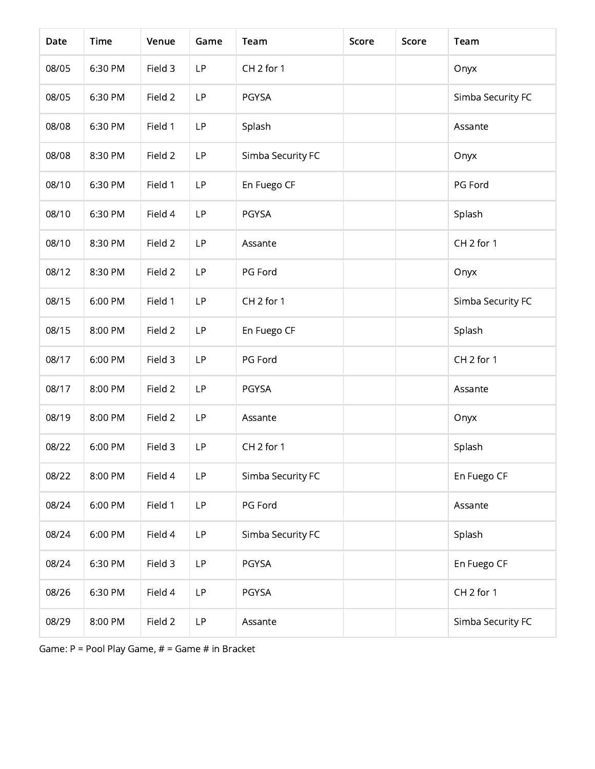| Date | Time | Venue | Game | Team | Score | Score | Team |
| --- | --- | --- | --- | --- | --- | --- | --- |
| 08/05 | 6:30 PM | Field 3 | LP | CH 2 for 1 | | | Onyx |
| 08/05 | 6:30 PM | Field 2 | LP | PGYSA | | | Simba Security FC |
| 08/08 | 6:30 PM | Field 1 | LP | Splash | | | Assante |
| 08/08 | 8:30 PM | Field 2 | LP | Simba Security FC | | | Onyx |
| 08/10 | 6:30 PM | Field 1 | LP | En Fuego CF | | | PG Ford |
| 08/10 | 6:30 PM | Field 4 | LP | PGYSA | | | Splash |
| 08/10 | 8:30 PM | Field 2 | LP | Assante | | | CH 2 for 1 |
| 08/12 | 8:30 PM | Field 2 | LP | PG Ford | | | Onyx |
| 08/15 | 6:00 PM | Field 1 | LP | CH 2 for 1 | | | Simba Security FC |
| 08/15 | 8:00 PM | Field 2 | LP | En Fuego CF | | | Splash |
| 08/17 | 6:00 PM | Field 3 | LP | PG Ford | | | CH 2 for 1 |
| 08/17 | 8:00 PM | Field 2 | LP | PGYSA | | | Assante |
| 08/19 | 8:00 PM | Field 2 | LP | Assante | | | Onyx |
| 08/22 | 6:00 PM | Field 3 | LP | CH 2 for 1 | | | Splash |
| 08/22 | 8:00 PM | Field 4 | LP | Simba Security FC | | | En Fuego CF |
| 08/24 | 6:00 PM | Field 1 | LP | PG Ford | | | Assante |
| 08/24 | 6:00 PM | Field 4 | LP | Simba Security FC | | | Splash |
| 08/24 | 6:30 PM | Field 3 | LP | PGYSA | | | En Fuego CF |
| 08/26 | 6:30 PM | Field 4 | LP | PGYSA | | | CH 2 for 1 |
| 08/29 | 8:00 PM | Field 2 | LP | Assante | | | Simba Security FC |

Game: P = Pool Play Game, # = Game # in Bracket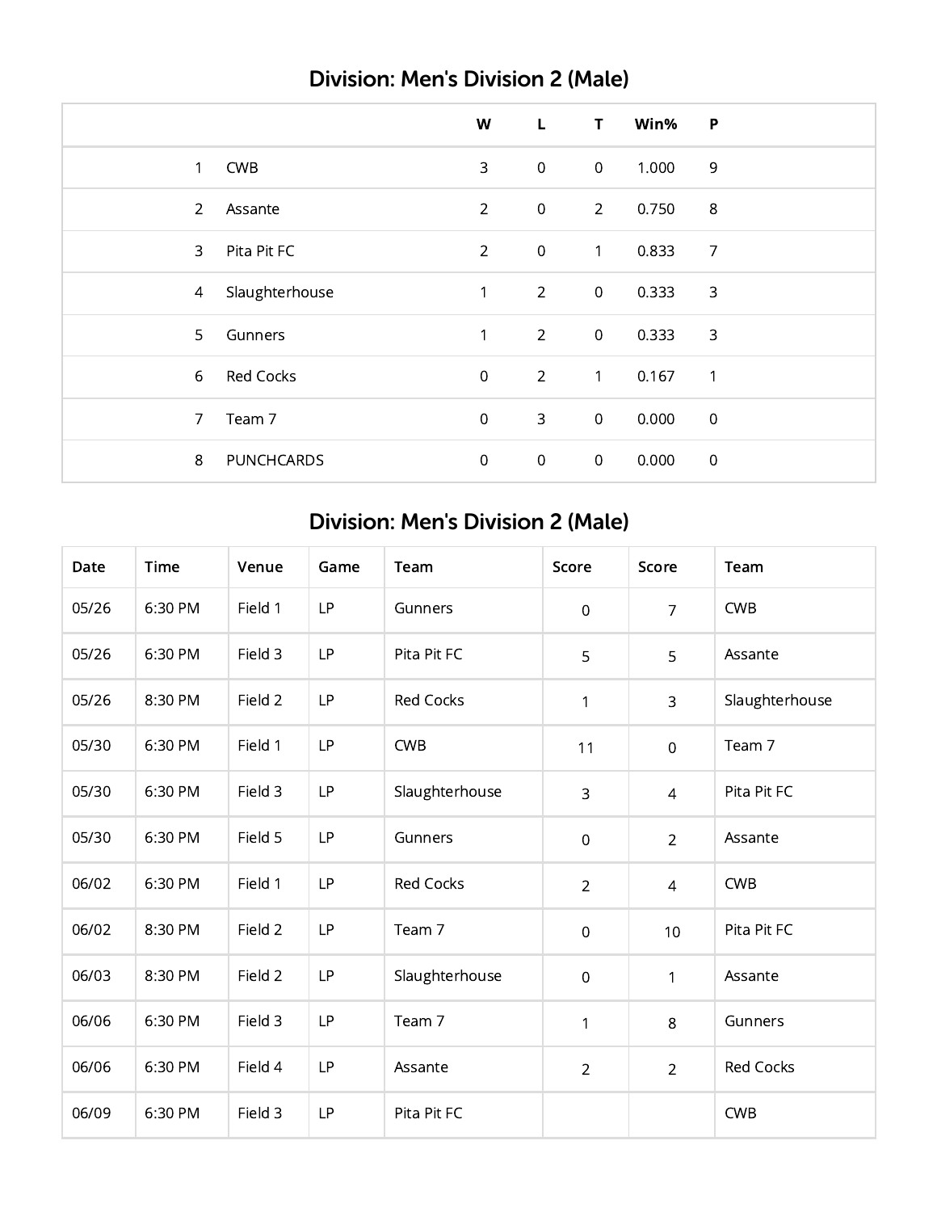## Division: Men's Division 2 (Male)

| | | W | L | T | Win% | P |
|---|---|---|---|---|---|---|
| 1 | CWB | 3 | 0 | 0 | 1.000 | 9 |
| 2 | Assante | 2 | 0 | 2 | 0.750 | 8 |
| 3 | Pita Pit FC | 2 | 0 | 1 | 0.833 | 7 |
| 4 | Slaughterhouse | 1 | 2 | 0 | 0.333 | 3 |
| 5 | Gunners | 1 | 2 | 0 | 0.333 | 3 |
| 6 | Red Cocks | 0 | 2 | 1 | 0.167 | 1 |
| 7 | Team 7 | 0 | 3 | 0 | 0.000 | 0 |
| 8 | PUNCHCARDS | 0 | 0 | 0 | 0.000 | 0 |

## Division: Men's Division 2 (Male)

| Date | Time | Venue | Game | Team | Score | Score | Team |
|---|---|---|---|---|---|---|---|
| 05/26 | 6:30 PM | Field 1 | LP | Gunners | 0 | 7 | CWB |
| 05/26 | 6:30 PM | Field 3 | LP | Pita Pit FC | 5 | 5 | Assante |
| 05/26 | 8:30 PM | Field 2 | LP | Red Cocks | 1 | 3 | Slaughterhouse |
| 05/30 | 6:30 PM | Field 1 | LP | CWB | 11 | 0 | Team 7 |
| 05/30 | 6:30 PM | Field 3 | LP | Slaughterhouse | 3 | 4 | Pita Pit FC |
| 05/30 | 6:30 PM | Field 5 | LP | Gunners | 0 | 2 | Assante |
| 06/02 | 6:30 PM | Field 1 | LP | Red Cocks | 2 | 4 | CWB |
| 06/02 | 8:30 PM | Field 2 | LP | Team 7 | 0 | 10 | Pita Pit FC |
| 06/03 | 8:30 PM | Field 2 | LP | Slaughterhouse | 0 | 1 | Assante |
| 06/06 | 6:30 PM | Field 3 | LP | Team 7 | 1 | 8 | Gunners |
| 06/06 | 6:30 PM | Field 4 | LP | Assante | 2 | 2 | Red Cocks |
| 06/09 | 6:30 PM | Field 3 | LP | Pita Pit FC | | | CWB |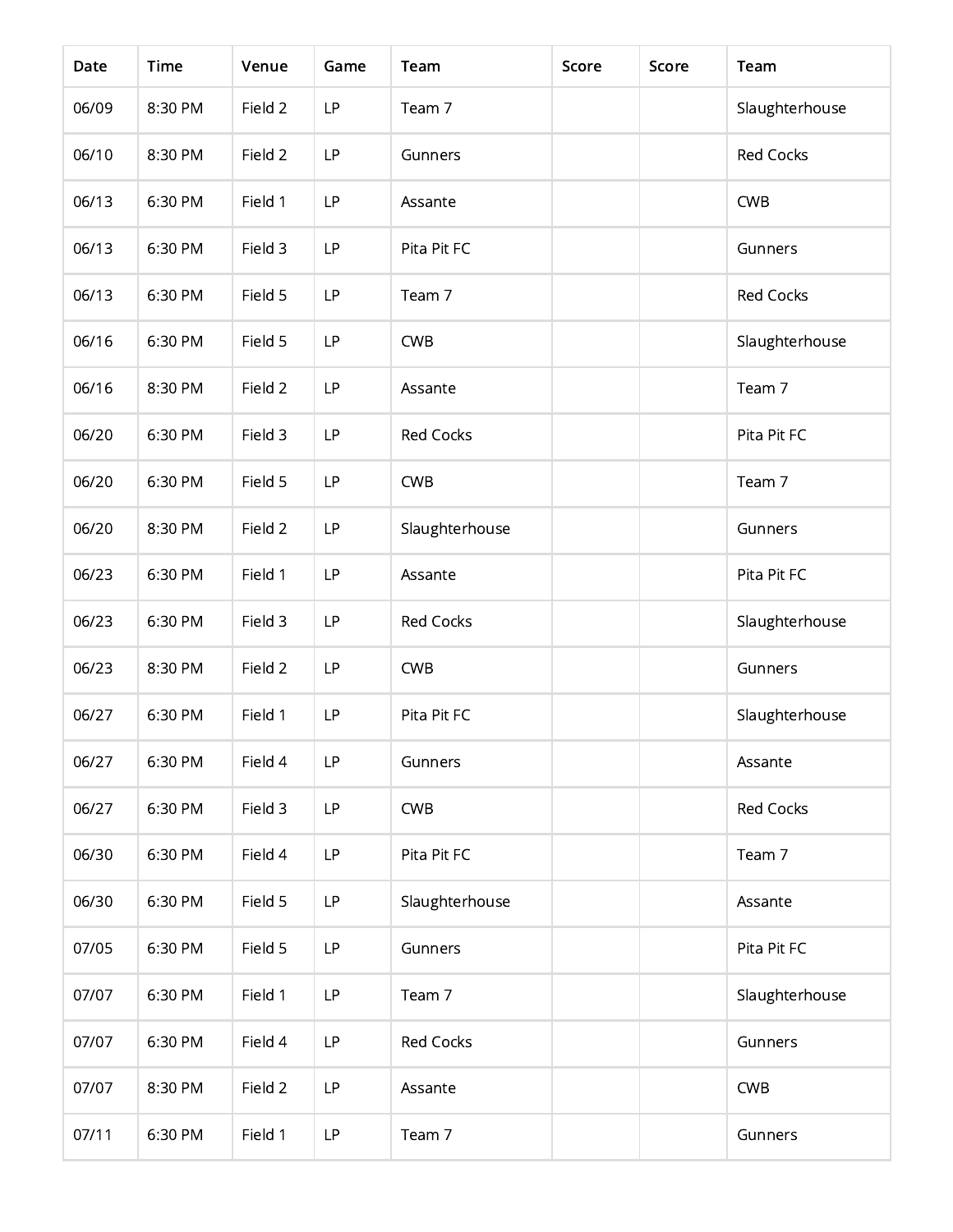| Date | Time | Venue | Game | Team | Score | Score | Team |
|---|---|---|---|---|---|---|---|
| 06/09 | 8:30 PM | Field 2 | LP | Team 7 | | | Slaughterhouse |
| 06/10 | 8:30 PM | Field 2 | LP | Gunners | | | Red Cocks |
| 06/13 | 6:30 PM | Field 1 | LP | Assante | | | CWB |
| 06/13 | 6:30 PM | Field 3 | LP | Pita Pit FC | | | Gunners |
| 06/13 | 6:30 PM | Field 5 | LP | Team 7 | | | Red Cocks |
| 06/16 | 6:30 PM | Field 5 | LP | CWB | | | Slaughterhouse |
| 06/16 | 8:30 PM | Field 2 | LP | Assante | | | Team 7 |
| 06/20 | 6:30 PM | Field 3 | LP | Red Cocks | | | Pita Pit FC |
| 06/20 | 6:30 PM | Field 5 | LP | CWB | | | Team 7 |
| 06/20 | 8:30 PM | Field 2 | LP | Slaughterhouse | | | Gunners |
| 06/23 | 6:30 PM | Field 1 | LP | Assante | | | Pita Pit FC |
| 06/23 | 6:30 PM | Field 3 | LP | Red Cocks | | | Slaughterhouse |
| 06/23 | 8:30 PM | Field 2 | LP | CWB | | | Gunners |
| 06/27 | 6:30 PM | Field 1 | LP | Pita Pit FC | | | Slaughterhouse |
| 06/27 | 6:30 PM | Field 4 | LP | Gunners | | | Assante |
| 06/27 | 6:30 PM | Field 3 | LP | CWB | | | Red Cocks |
| 06/30 | 6:30 PM | Field 4 | LP | Pita Pit FC | | | Team 7 |
| 06/30 | 6:30 PM | Field 5 | LP | Slaughterhouse | | | Assante |
| 07/05 | 6:30 PM | Field 5 | LP | Gunners | | | Pita Pit FC |
| 07/07 | 6:30 PM | Field 1 | LP | Team 7 | | | Slaughterhouse |
| 07/07 | 6:30 PM | Field 4 | LP | Red Cocks | | | Gunners |
| 07/07 | 8:30 PM | Field 2 | LP | Assante | | | CWB |
| 07/11 | 6:30 PM | Field 1 | LP | Team 7 | | | Gunners |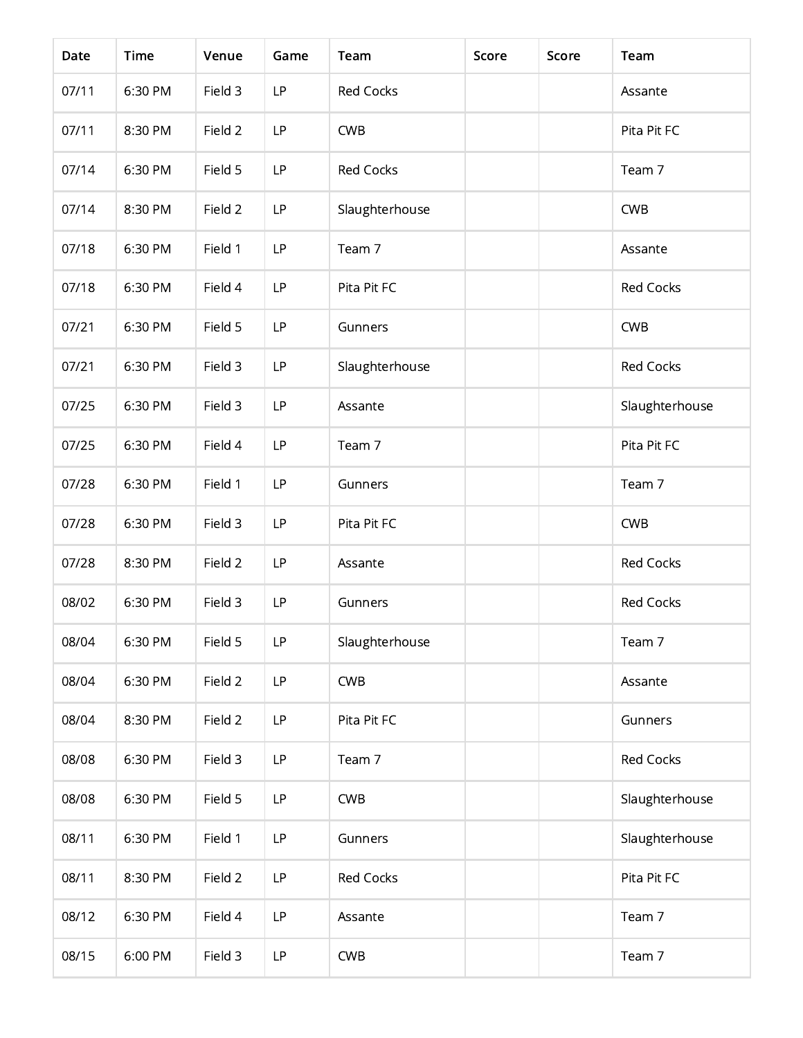| Date | Time | Venue | Game | Team | Score | Score | Team |
|---|---|---|---|---|---|---|---|
| 07/11 | 6:30 PM | Field 3 | LP | Red Cocks | | | Assante |
| 07/11 | 8:30 PM | Field 2 | LP | CWB | | | Pita Pit FC |
| 07/14 | 6:30 PM | Field 5 | LP | Red Cocks | | | Team 7 |
| 07/14 | 8:30 PM | Field 2 | LP | Slaughterhouse | | | CWB |
| 07/18 | 6:30 PM | Field 1 | LP | Team 7 | | | Assante |
| 07/18 | 6:30 PM | Field 4 | LP | Pita Pit FC | | | Red Cocks |
| 07/21 | 6:30 PM | Field 5 | LP | Gunners | | | CWB |
| 07/21 | 6:30 PM | Field 3 | LP | Slaughterhouse | | | Red Cocks |
| 07/25 | 6:30 PM | Field 3 | LP | Assante | | | Slaughterhouse |
| 07/25 | 6:30 PM | Field 4 | LP | Team 7 | | | Pita Pit FC |
| 07/28 | 6:30 PM | Field 1 | LP | Gunners | | | Team 7 |
| 07/28 | 6:30 PM | Field 3 | LP | Pita Pit FC | | | CWB |
| 07/28 | 8:30 PM | Field 2 | LP | Assante | | | Red Cocks |
| 08/02 | 6:30 PM | Field 3 | LP | Gunners | | | Red Cocks |
| 08/04 | 6:30 PM | Field 5 | LP | Slaughterhouse | | | Team 7 |
| 08/04 | 6:30 PM | Field 2 | LP | CWB | | | Assante |
| 08/04 | 8:30 PM | Field 2 | LP | Pita Pit FC | | | Gunners |
| 08/08 | 6:30 PM | Field 3 | LP | Team 7 | | | Red Cocks |
| 08/08 | 6:30 PM | Field 5 | LP | CWB | | | Slaughterhouse |
| 08/11 | 6:30 PM | Field 1 | LP | Gunners | | | Slaughterhouse |
| 08/11 | 8:30 PM | Field 2 | LP | Red Cocks | | | Pita Pit FC |
| 08/12 | 6:30 PM | Field 4 | LP | Assante | | | Team 7 |
| 08/15 | 6:00 PM | Field 3 | LP | CWB | | | Team 7 |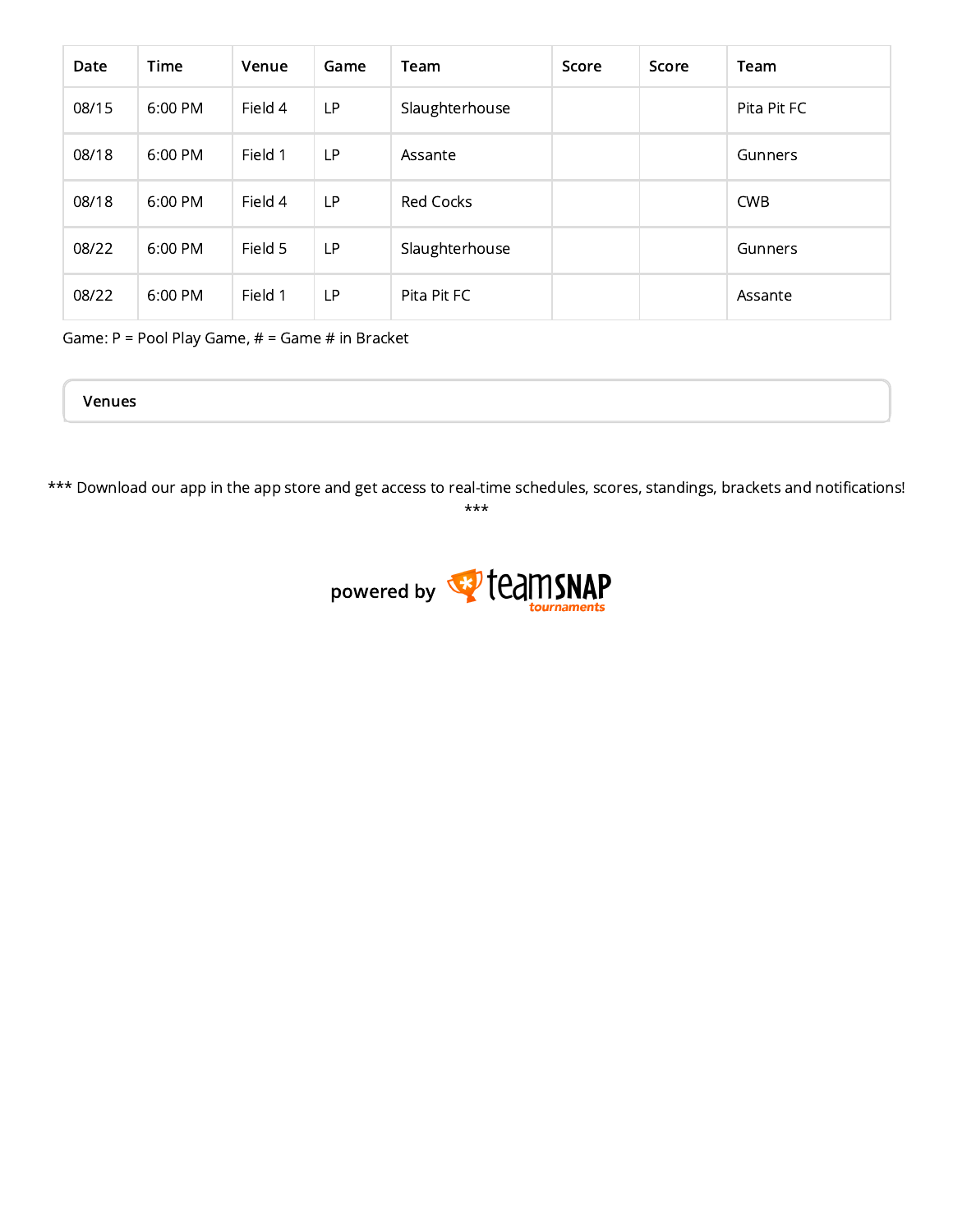| Date | Time | Venue | Game | Team | Score | Score | Team |
|---|---|---|---|---|---|---|---|
| 08/15 | 6:00 PM | Field 4 | LP | Slaughterhouse | | | Pita Pit FC |
| 08/18 | 6:00 PM | Field 1 | LP | Assante | | | Gunners |
| 08/18 | 6:00 PM | Field 4 | LP | Red Cocks | | | CWB |
| 08/22 | 6:00 PM | Field 5 | LP | Slaughterhouse | | | Gunners |
| 08/22 | 6:00 PM | Field 1 | LP | Pita Pit FC | | | Assante |

Game: P = Pool Play Game, # = Game # in Bracket

**Venues**

*** Download our app in the app store and get access to real-time schedules, scores, standings, brackets and notifications! ***

powered by teamSNAP tournaments